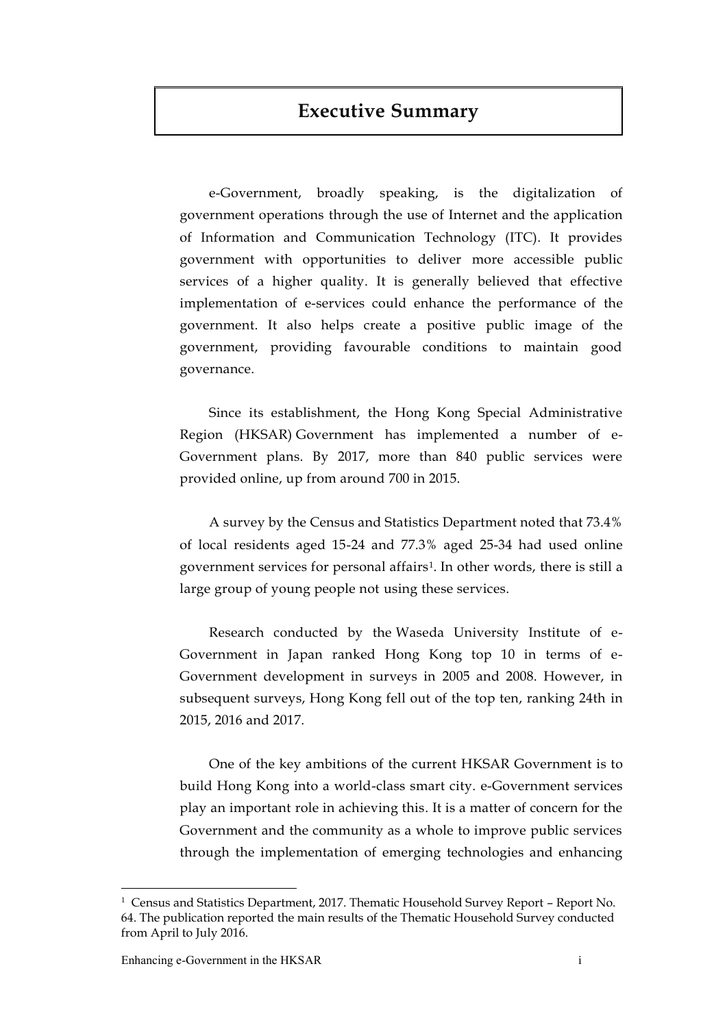# Executive Summary

e-Government, broadly speaking, is the digitalization of government operations through the use of Internet and the application of Information and Communication Technology (ITC). It provides government with opportunities to deliver more accessible public services of a higher quality. It is generally believed that effective implementation of e-services could enhance the performance of the government. It also helps create a positive public image of the government, providing favourable conditions to maintain good governance.

Since its establishment, the Hong Kong Special Administrative Region (HKSAR) Government has implemented a number of e-Government plans. By 2017, more than 840 public services were provided online, up from around 700 in 2015.

A survey by the Census and Statistics Department noted that 73.4% of local residents aged 15-24 and 77.3% aged 25-34 had used online government services for personal affairs[1]. In other words, there is still a large group of young people not using these services.

Research conducted by the Waseda University Institute of e-Government in Japan ranked Hong Kong top 10 in terms of e-Government development in surveys in 2005 and 2008. However, in subsequent surveys, Hong Kong fell out of the top ten, ranking 24th in 2015, 2016 and 2017.

One of the key ambitions of the current HKSAR Government is to build Hong Kong into a world-class smart city. e-Government services play an important role in achieving this. It is a matter of concern for the Government and the community as a whole to improve public services through the implementation of emerging technologies and enhancing

[1] Census and Statistics Department, 2017. Thematic Household Survey Report – Report No. 64. The publication reported the main results of the Thematic Household Survey conducted from April to July 2016.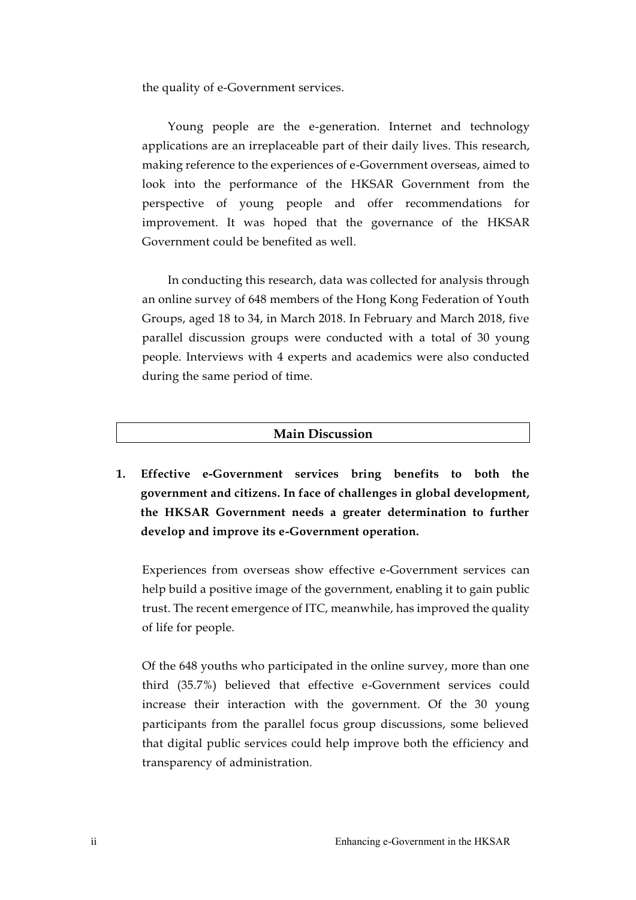the quality of e-Government services.

Young people are the e-generation. Internet and technology applications are an irreplaceable part of their daily lives. This research, making reference to the experiences of e-Government overseas, aimed to look into the performance of the HKSAR Government from the perspective of young people and offer recommendations for improvement. It was hoped that the governance of the HKSAR Government could be benefited as well.

In conducting this research, data was collected for analysis through an online survey of 648 members of the Hong Kong Federation of Youth Groups, aged 18 to 34, in March 2018. In February and March 2018, five parallel discussion groups were conducted with a total of 30 young people. Interviews with 4 experts and academics were also conducted during the same period of time.

## Main Discussion

**1. Effective e-Government services bring benefits to both the government and citizens. In face of challenges in global development, the HKSAR Government needs a greater determination to further develop and improve its e-Government operation.**

Experiences from overseas show effective e-Government services can help build a positive image of the government, enabling it to gain public trust. The recent emergence of ITC, meanwhile, has improved the quality of life for people.

Of the 648 youths who participated in the online survey, more than one third (35.7%) believed that effective e-Government services could increase their interaction with the government. Of the 30 young participants from the parallel focus group discussions, some believed that digital public services could help improve both the efficiency and transparency of administration.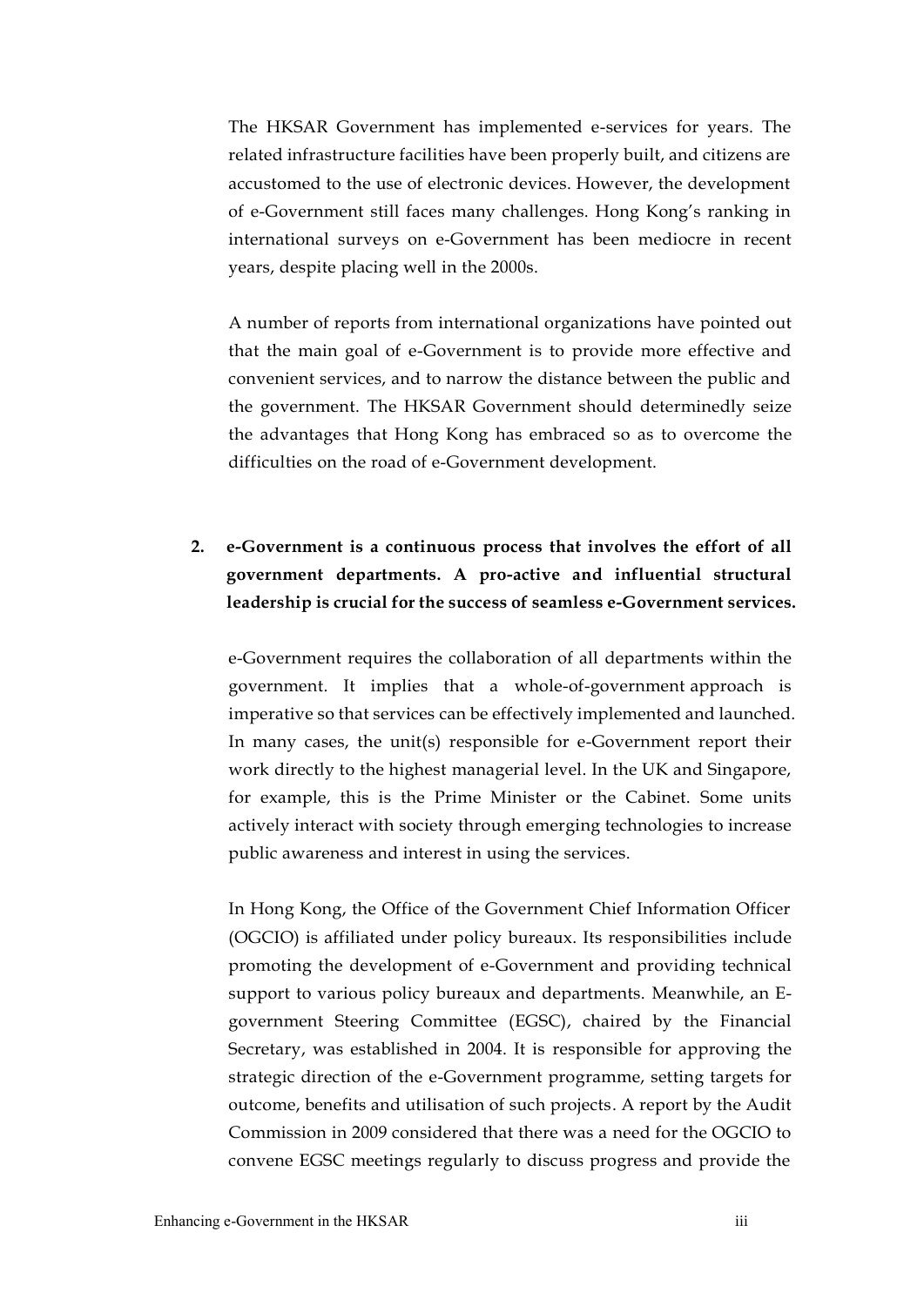The HKSAR Government has implemented e-services for years. The related infrastructure facilities have been properly built, and citizens are accustomed to the use of electronic devices. However, the development of e-Government still faces many challenges. Hong Kong's ranking in international surveys on e-Government has been mediocre in recent years, despite placing well in the 2000s.

A number of reports from international organizations have pointed out that the main goal of e-Government is to provide more effective and convenient services, and to narrow the distance between the public and the government. The HKSAR Government should determinedly seize the advantages that Hong Kong has embraced so as to overcome the difficulties on the road of e-Government development.

**2. e-Government is a continuous process that involves the effort of all government departments. A pro-active and influential structural leadership is crucial for the success of seamless e-Government services.**

e-Government requires the collaboration of all departments within the government. It implies that a whole-of-government approach is imperative so that services can be effectively implemented and launched. In many cases, the unit(s) responsible for e-Government report their work directly to the highest managerial level. In the UK and Singapore, for example, this is the Prime Minister or the Cabinet. Some units actively interact with society through emerging technologies to increase public awareness and interest in using the services.

In Hong Kong, the Office of the Government Chief Information Officer (OGCIO) is affiliated under policy bureaux. Its responsibilities include promoting the development of e-Government and providing technical support to various policy bureaux and departments. Meanwhile, an E-government Steering Committee (EGSC), chaired by the Financial Secretary, was established in 2004. It is responsible for approving the strategic direction of the e-Government programme, setting targets for outcome, benefits and utilisation of such projects. A report by the Audit Commission in 2009 considered that there was a need for the OGCIO to convene EGSC meetings regularly to discuss progress and provide the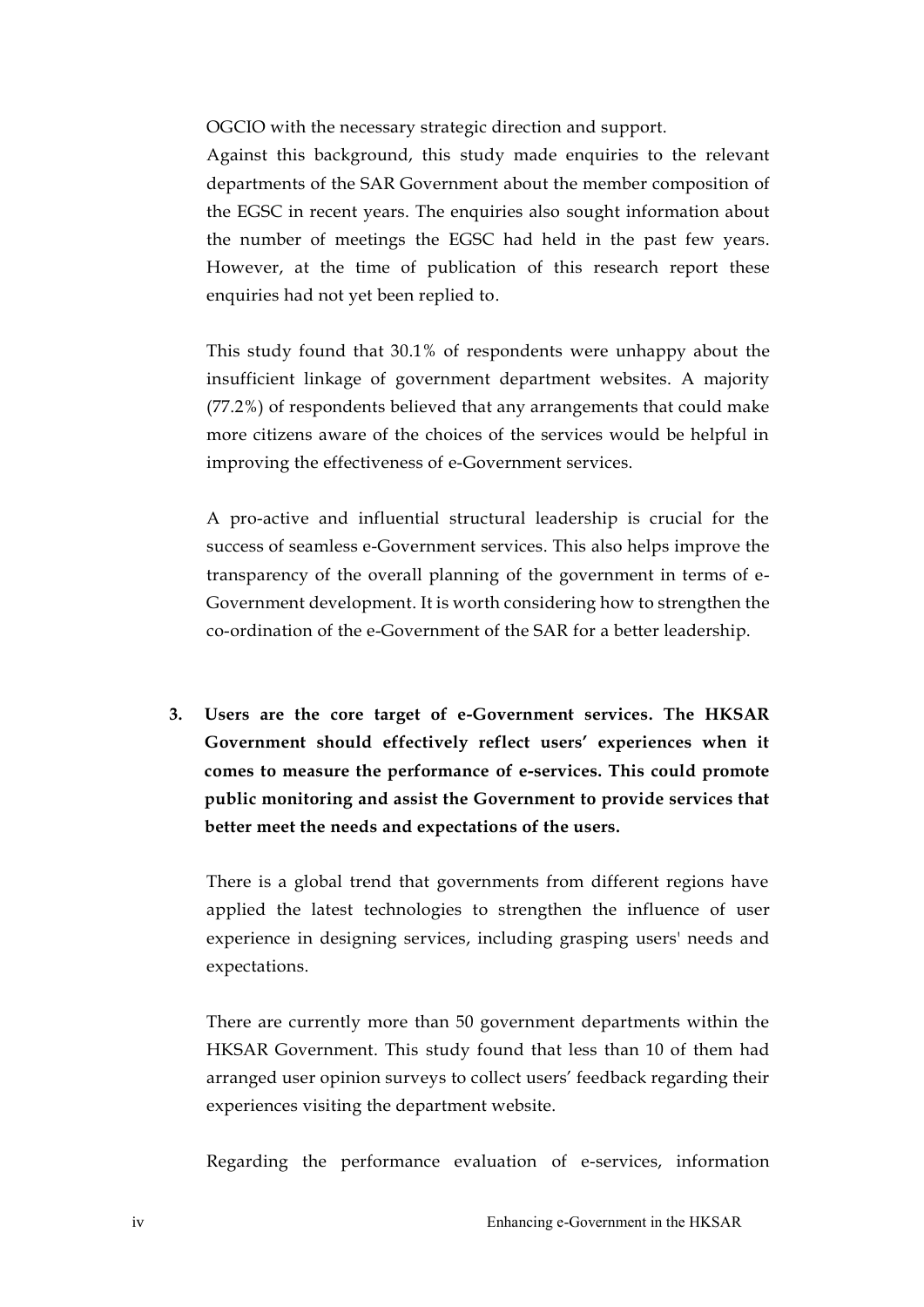OGCIO with the necessary strategic direction and support.

Against this background, this study made enquiries to the relevant departments of the SAR Government about the member composition of the EGSC in recent years. The enquiries also sought information about the number of meetings the EGSC had held in the past few years. However, at the time of publication of this research report these enquiries had not yet been replied to.

This study found that 30.1% of respondents were unhappy about the insufficient linkage of government department websites. A majority (77.2%) of respondents believed that any arrangements that could make more citizens aware of the choices of the services would be helpful in improving the effectiveness of e-Government services.

A pro-active and influential structural leadership is crucial for the success of seamless e-Government services. This also helps improve the transparency of the overall planning of the government in terms of e-Government development. It is worth considering how to strengthen the co-ordination of the e-Government of the SAR for a better leadership.

3. **Users are the core target of e-Government services. The HKSAR Government should effectively reflect users' experiences when it comes to measure the performance of e-services. This could promote public monitoring and assist the Government to provide services that better meet the needs and expectations of the users.**

   There is a global trend that governments from different regions have applied the latest technologies to strengthen the influence of user experience in designing services, including grasping users' needs and expectations.

   There are currently more than 50 government departments within the HKSAR Government. This study found that less than 10 of them had arranged user opinion surveys to collect users' feedback regarding their experiences visiting the department website.

   Regarding the performance evaluation of e-services, information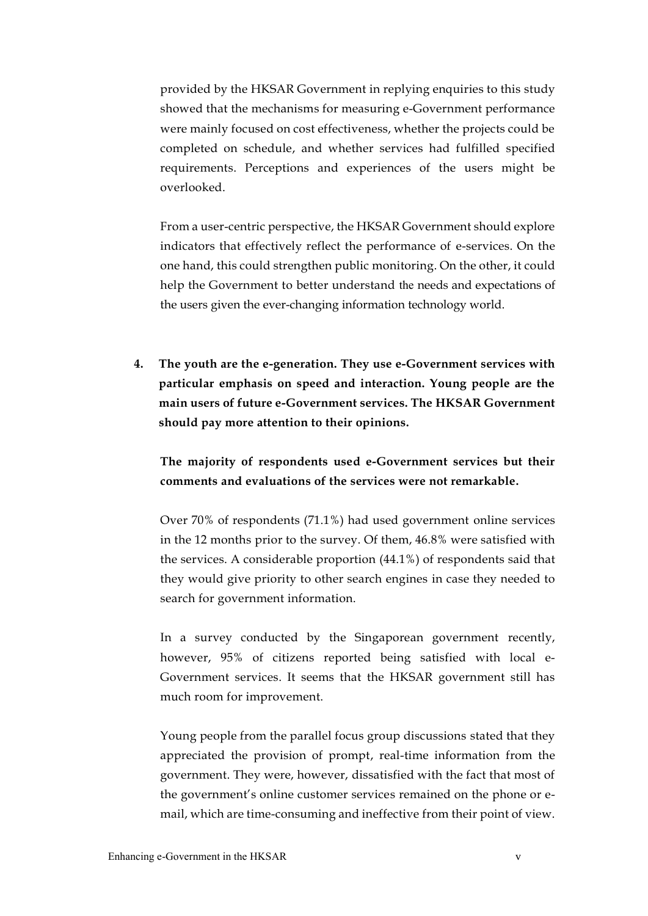provided by the HKSAR Government in replying enquiries to this study showed that the mechanisms for measuring e-Government performance were mainly focused on cost effectiveness, whether the projects could be completed on schedule, and whether services had fulfilled specified requirements. Perceptions and experiences of the users might be overlooked.

From a user-centric perspective, the HKSAR Government should explore indicators that effectively reflect the performance of e-services. On the one hand, this could strengthen public monitoring. On the other, it could help the Government to better understand the needs and expectations of the users given the ever-changing information technology world.

**4. The youth are the e-generation. They use e-Government services with particular emphasis on speed and interaction. Young people are the main users of future e-Government services. The HKSAR Government should pay more attention to their opinions.**

**The majority of respondents used e-Government services but their comments and evaluations of the services were not remarkable.**

Over 70% of respondents (71.1%) had used government online services in the 12 months prior to the survey. Of them, 46.8% were satisfied with the services. A considerable proportion (44.1%) of respondents said that they would give priority to other search engines in case they needed to search for government information.

In a survey conducted by the Singaporean government recently, however, 95% of citizens reported being satisfied with local e-Government services. It seems that the HKSAR government still has much room for improvement.

Young people from the parallel focus group discussions stated that they appreciated the provision of prompt, real-time information from the government. They were, however, dissatisfied with the fact that most of the government's online customer services remained on the phone or e-mail, which are time-consuming and ineffective from their point of view.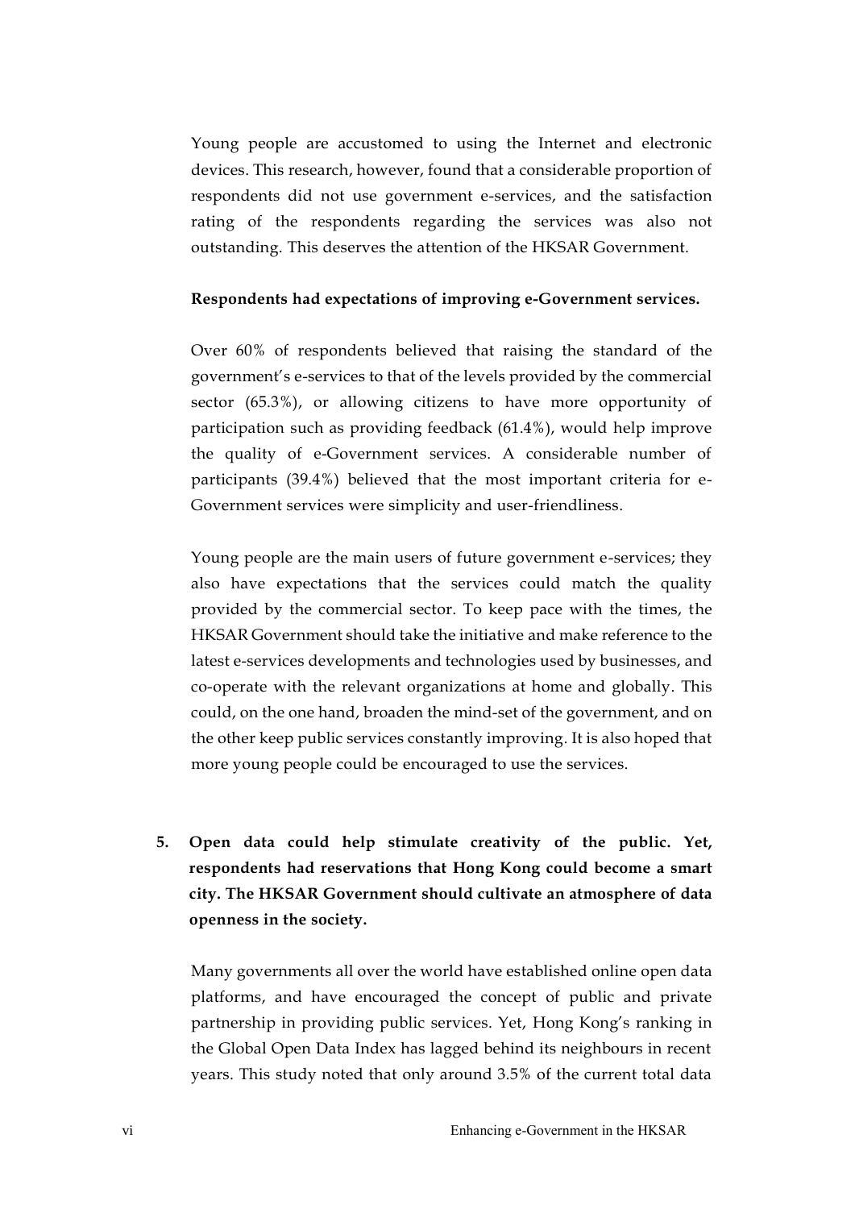Young people are accustomed to using the Internet and electronic devices. This research, however, found that a considerable proportion of respondents did not use government e-services, and the satisfaction rating of the respondents regarding the services was also not outstanding. This deserves the attention of the HKSAR Government.

**Respondents had expectations of improving e-Government services.**

Over 60% of respondents believed that raising the standard of the government's e-services to that of the levels provided by the commercial sector (65.3%), or allowing citizens to have more opportunity of participation such as providing feedback (61.4%), would help improve the quality of e-Government services. A considerable number of participants (39.4%) believed that the most important criteria for e-Government services were simplicity and user-friendliness.

Young people are the main users of future government e-services; they also have expectations that the services could match the quality provided by the commercial sector. To keep pace with the times, the HKSAR Government should take the initiative and make reference to the latest e-services developments and technologies used by businesses, and co-operate with the relevant organizations at home and globally. This could, on the one hand, broaden the mind-set of the government, and on the other keep public services constantly improving. It is also hoped that more young people could be encouraged to use the services.

5. **Open data could help stimulate creativity of the public. Yet, respondents had reservations that Hong Kong could become a smart city. The HKSAR Government should cultivate an atmosphere of data openness in the society.**

Many governments all over the world have established online open data platforms, and have encouraged the concept of public and private partnership in providing public services. Yet, Hong Kong's ranking in the Global Open Data Index has lagged behind its neighbours in recent years. This study noted that only around 3.5% of the current total data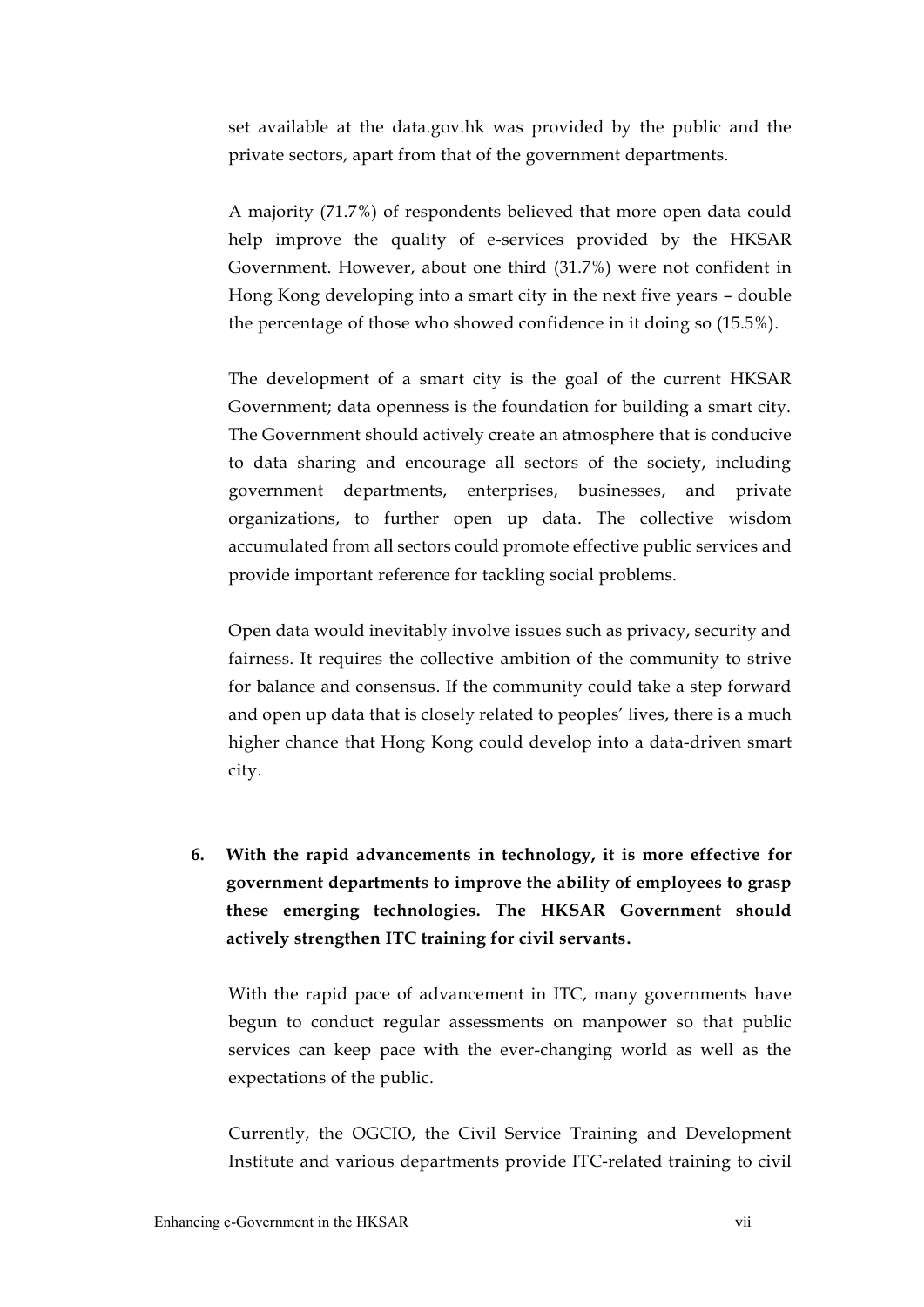set available at the data.gov.hk was provided by the public and the private sectors, apart from that of the government departments.

A majority (71.7%) of respondents believed that more open data could help improve the quality of e-services provided by the HKSAR Government. However, about one third (31.7%) were not confident in Hong Kong developing into a smart city in the next five years – double the percentage of those who showed confidence in it doing so (15.5%).

The development of a smart city is the goal of the current HKSAR Government; data openness is the foundation for building a smart city. The Government should actively create an atmosphere that is conducive to data sharing and encourage all sectors of the society, including government departments, enterprises, businesses, and private organizations, to further open up data. The collective wisdom accumulated from all sectors could promote effective public services and provide important reference for tackling social problems.

Open data would inevitably involve issues such as privacy, security and fairness. It requires the collective ambition of the community to strive for balance and consensus. If the community could take a step forward and open up data that is closely related to peoples' lives, there is a much higher chance that Hong Kong could develop into a data-driven smart city.

6. **With the rapid advancements in technology, it is more effective for government departments to improve the ability of employees to grasp these emerging technologies. The HKSAR Government should actively strengthen ITC training for civil servants.**

With the rapid pace of advancement in ITC, many governments have begun to conduct regular assessments on manpower so that public services can keep pace with the ever-changing world as well as the expectations of the public.

Currently, the OGCIO, the Civil Service Training and Development Institute and various departments provide ITC-related training to civil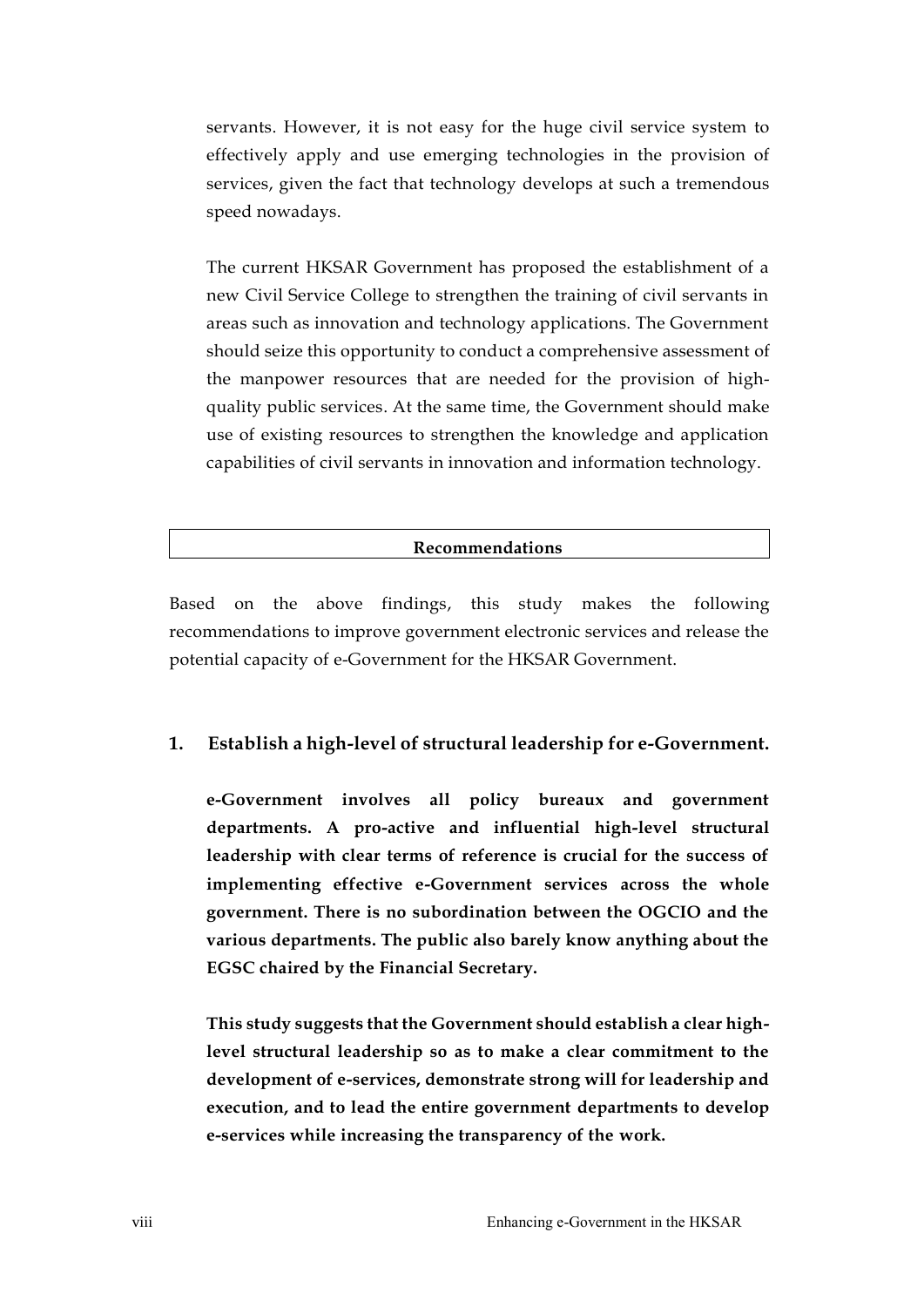servants. However, it is not easy for the huge civil service system to effectively apply and use emerging technologies in the provision of services, given the fact that technology develops at such a tremendous speed nowadays.

The current HKSAR Government has proposed the establishment of a new Civil Service College to strengthen the training of civil servants in areas such as innovation and technology applications. The Government should seize this opportunity to conduct a comprehensive assessment of the manpower resources that are needed for the provision of high-quality public services. At the same time, the Government should make use of existing resources to strengthen the knowledge and application capabilities of civil servants in innovation and information technology.

## Recommendations

Based on the above findings, this study makes the following recommendations to improve government electronic services and release the potential capacity of e-Government for the HKSAR Government.

### 1. Establish a high-level of structural leadership for e-Government.

**e-Government involves all policy bureaux and government departments. A pro-active and influential high-level structural leadership with clear terms of reference is crucial for the success of implementing effective e-Government services across the whole government. There is no subordination between the OGCIO and the various departments. The public also barely know anything about the EGSC chaired by the Financial Secretary.**

**This study suggests that the Government should establish a clear high-level structural leadership so as to make a clear commitment to the development of e-services, demonstrate strong will for leadership and execution, and to lead the entire government departments to develop e-services while increasing the transparency of the work.**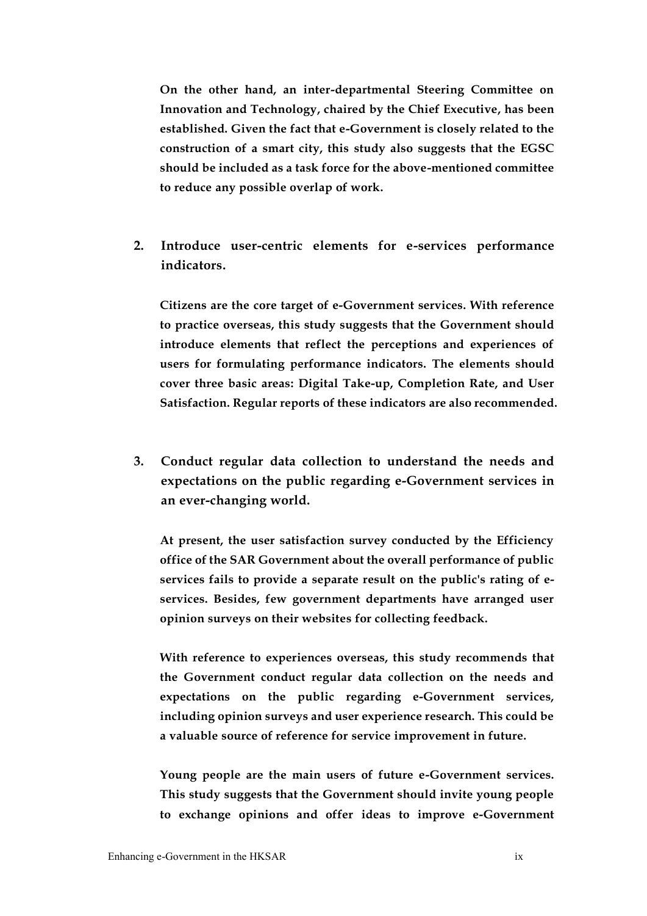**On the other hand, an inter-departmental Steering Committee on Innovation and Technology, chaired by the Chief Executive, has been established. Given the fact that e-Government is closely related to the construction of a smart city, this study also suggests that the EGSC should be included as a task force for the above-mentioned committee to reduce any possible overlap of work.**

2. **Introduce user-centric elements for e-services performance indicators.**

   **Citizens are the core target of e-Government services. With reference to practice overseas, this study suggests that the Government should introduce elements that reflect the perceptions and experiences of users for formulating performance indicators. The elements should cover three basic areas: Digital Take-up, Completion Rate, and User Satisfaction. Regular reports of these indicators are also recommended.**

3. **Conduct regular data collection to understand the needs and expectations on the public regarding e-Government services in an ever-changing world.**

   **At present, the user satisfaction survey conducted by the Efficiency office of the SAR Government about the overall performance of public services fails to provide a separate result on the public's rating of e-services. Besides, few government departments have arranged user opinion surveys on their websites for collecting feedback.**

   **With reference to experiences overseas, this study recommends that the Government conduct regular data collection on the needs and expectations on the public regarding e-Government services, including opinion surveys and user experience research. This could be a valuable source of reference for service improvement in future.**

   **Young people are the main users of future e-Government services. This study suggests that the Government should invite young people to exchange opinions and offer ideas to improve e-Government**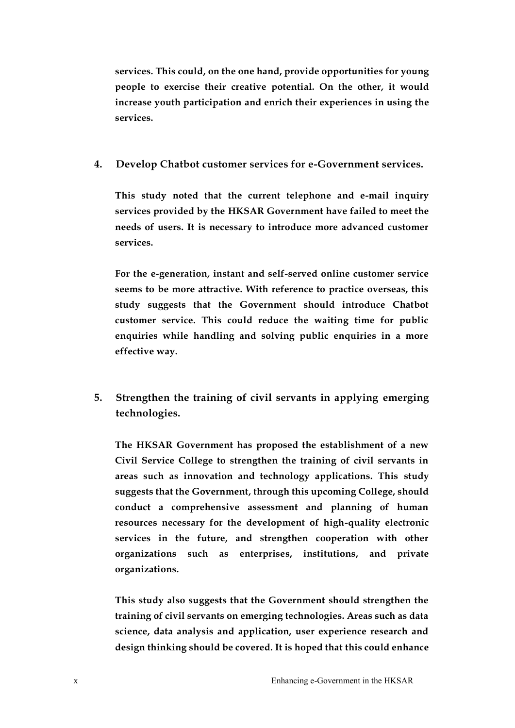**services. This could, on the one hand, provide opportunities for young people to exercise their creative potential. On the other, it would increase youth participation and enrich their experiences in using the services.**

4. **Develop Chatbot customer services for e-Government services.**

    **This study noted that the current telephone and e-mail inquiry services provided by the HKSAR Government have failed to meet the needs of users. It is necessary to introduce more advanced customer services.**

    **For the e-generation, instant and self-served online customer service seems to be more attractive. With reference to practice overseas, this study suggests that the Government should introduce Chatbot customer service. This could reduce the waiting time for public enquiries while handling and solving public enquiries in a more effective way.**

5. **Strengthen the training of civil servants in applying emerging technologies.**

    **The HKSAR Government has proposed the establishment of a new Civil Service College to strengthen the training of civil servants in areas such as innovation and technology applications. This study suggests that the Government, through this upcoming College, should conduct a comprehensive assessment and planning of human resources necessary for the development of high-quality electronic services in the future, and strengthen cooperation with other organizations such as enterprises, institutions, and private organizations.**

    **This study also suggests that the Government should strengthen the training of civil servants on emerging technologies. Areas such as data science, data analysis and application, user experience research and design thinking should be covered. It is hoped that this could enhance**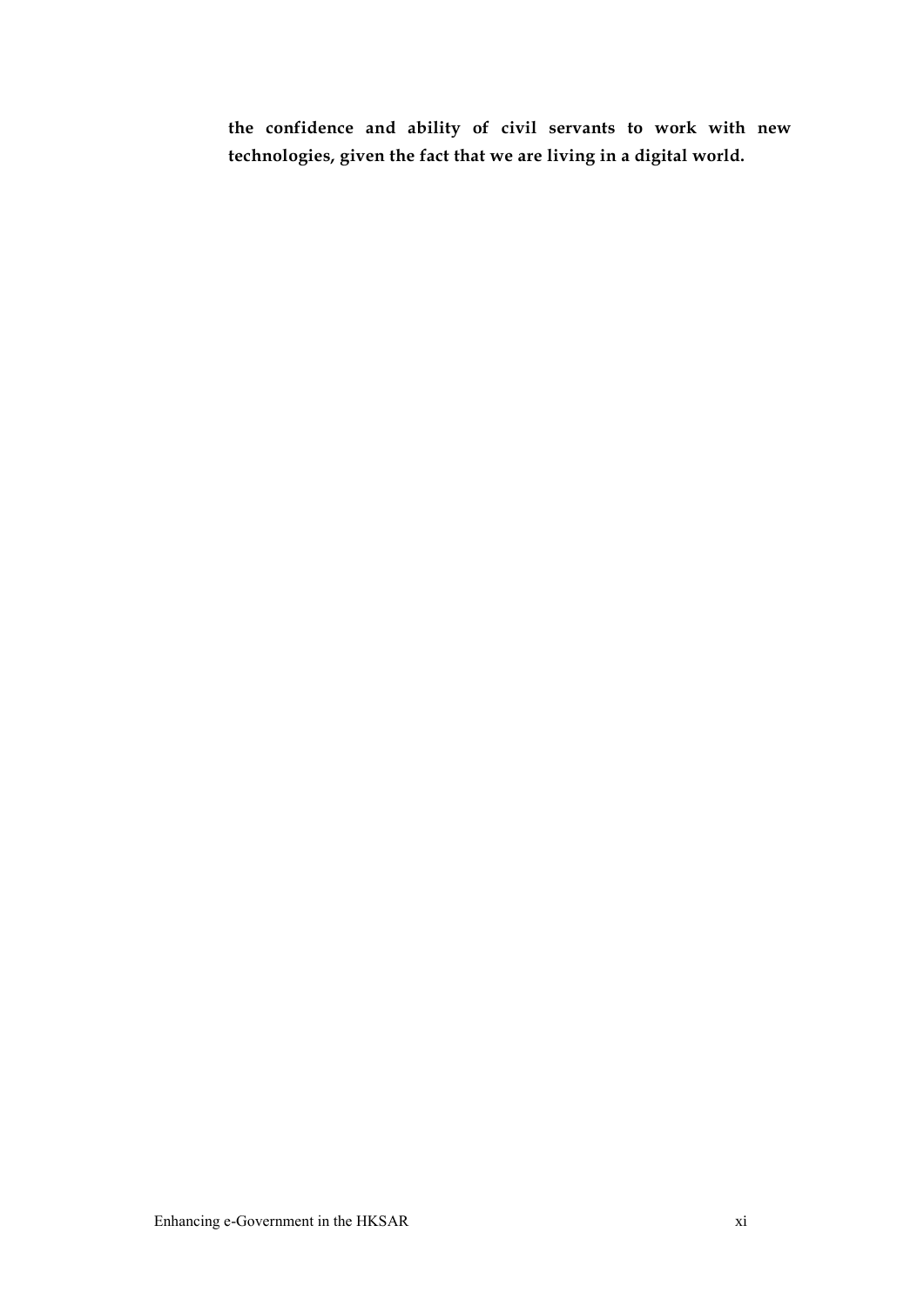**the confidence and ability of civil servants to work with new technologies, given the fact that we are living in a digital world.**